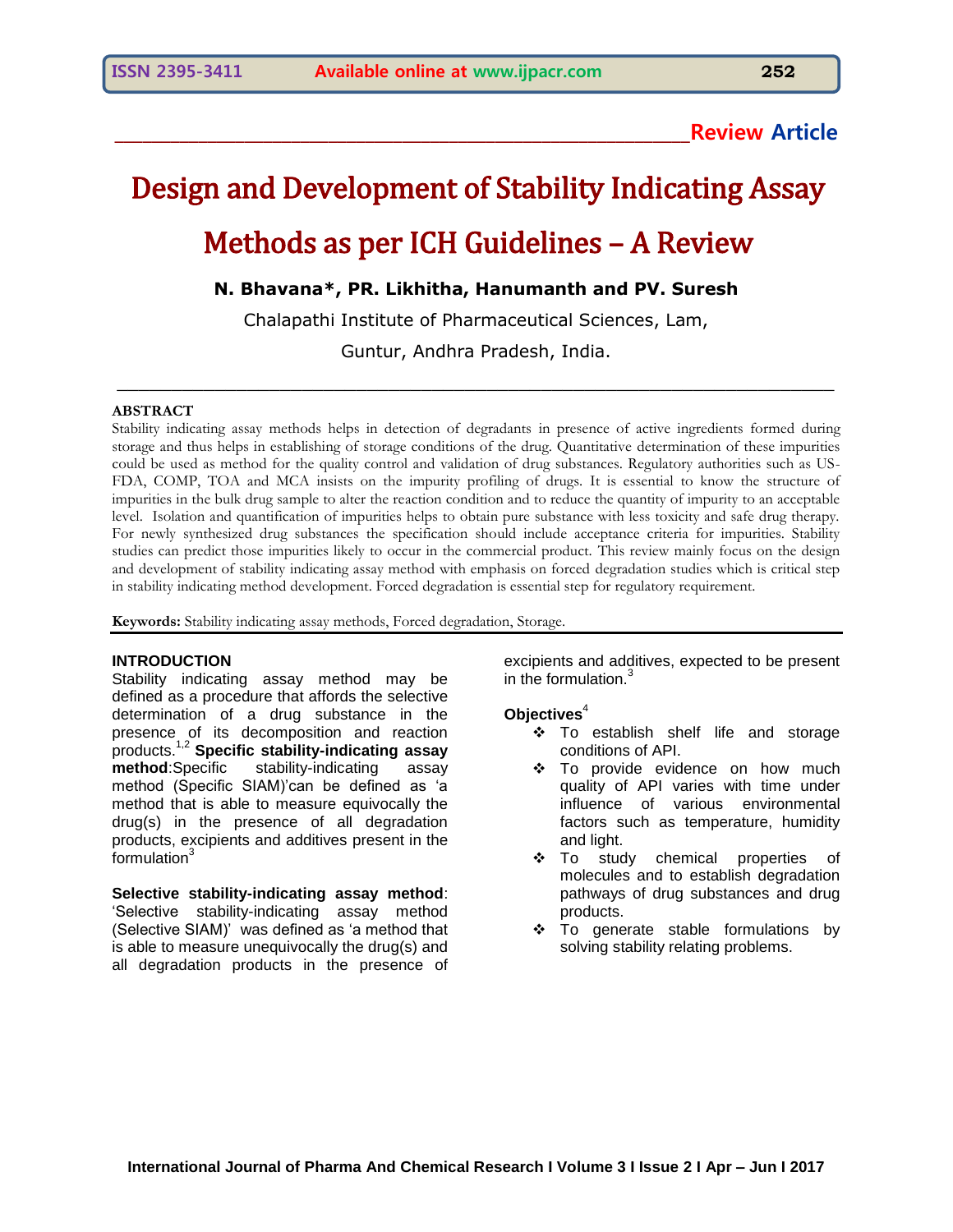Review Article

# Design and Development of Stability Indicating Assay Methods as per ICH Guidelines – A Review

**N. Bhavana*, PR. Likhitha, Hanumanth and PV. Suresh**

Chalapathi Institute of Pharmaceutical Sciences, Lam,

Guntur, Andhra Pradesh, India.

## ABSTRACT

Stability indicating assay methods helps in detection of degradants in presence of active ingredients formed during storage and thus helps in establishing of storage conditions of the drug. Quantitative determination of these impurities could be used as method for the quality control and validation of drug substances. Regulatory authorities such as US-FDA, COMP, TOA and MCA insists on the impurity profiling of drugs. It is essential to know the structure of impurities in the bulk drug sample to alter the reaction condition and to reduce the quantity of impurity to an acceptable level. Isolation and quantification of impurities helps to obtain pure substance with less toxicity and safe drug therapy. For newly synthesized drug substances the specification should include acceptance criteria for impurities. Stability studies can predict those impurities likely to occur in the commercial product. This review mainly focus on the design and development of stability indicating assay method with emphasis on forced degradation studies which is critical step in stability indicating method development. Forced degradation is essential step for regulatory requirement.

**Keywords:** Stability indicating assay methods, Forced degradation, Storage.

## INTRODUCTION

Stability indicating assay method may be defined as a procedure that affords the selective determination of a drug substance in the presence of its decomposition and reaction products.[1,2] **Specific stability-indicating assay method**:Specific stability-indicating assay method (Specific SIAM)'can be defined as 'a method that is able to measure equivocally the drug(s) in the presence of all degradation products, excipients and additives present in the formulation[3]

**Selective stability-indicating assay method**: 'Selective stability-indicating assay method (Selective SIAM)' was defined as 'a method that is able to measure unequivocally the drug(s) and all degradation products in the presence of excipients and additives, expected to be present in the formulation.[3]

**Objectives**[4]

- To establish shelf life and storage conditions of API.
- To provide evidence on how much quality of API varies with time under influence of various environmental factors such as temperature, humidity and light.
- To study chemical properties of molecules and to establish degradation pathways of drug substances and drug products.
- To generate stable formulations by solving stability relating problems.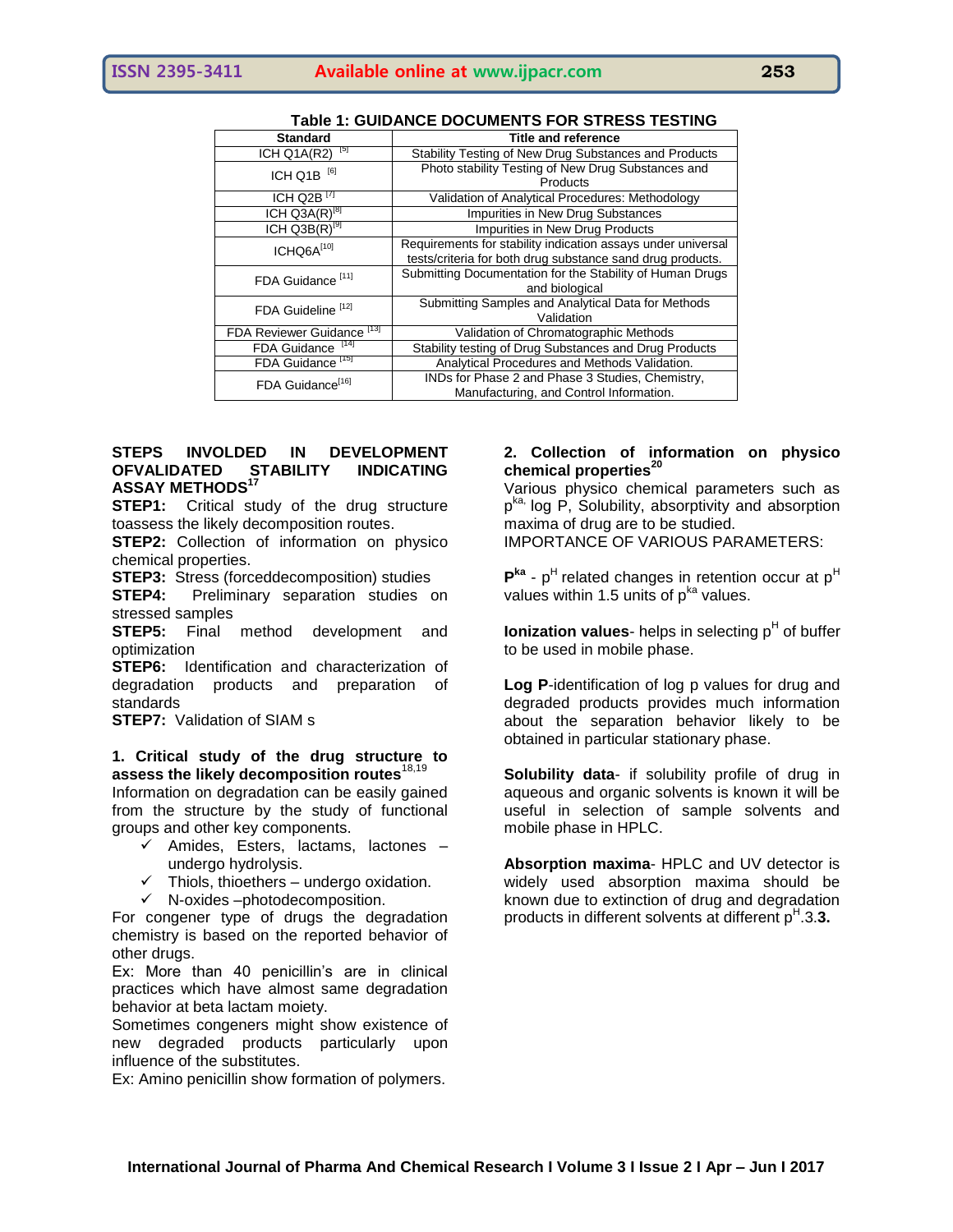**Table 1: GUIDANCE DOCUMENTS FOR STRESS TESTING**

| Standard | Title and reference |
|---|---|
| ICH Q1A(R2) [5] | Stability Testing of New Drug Substances and Products |
| ICH Q1B [6] | Photo stability Testing of New Drug Substances and Products |
| ICH Q2B [7] | Validation of Analytical Procedures: Methodology |
| ICH Q3A(R)[8] | Impurities in New Drug Substances |
| ICH Q3B(R)[9] | Impurities in New Drug Products |
| ICHQ6A[10] | Requirements for stability indication assays under universal tests/criteria for both drug substance sand drug products. |
| FDA Guidance [11] | Submitting Documentation for the Stability of Human Drugs and biological |
| FDA Guideline [12] | Submitting Samples and Analytical Data for Methods Validation |
| FDA Reviewer Guidance [13] | Validation of Chromatographic Methods |
| FDA Guidance [14] | Stability testing of Drug Substances and Drug Products |
| FDA Guidance [15] | Analytical Procedures and Methods Validation. |
| FDA Guidance[16] | INDs for Phase 2 and Phase 3 Studies, Chemistry, Manufacturing, and Control Information. |

**STEPS INVOLDED IN DEVELOPMENT OFVALIDATED STABILITY INDICATING ASSAY METHODS[17]**

**STEP1:** Critical study of the drug structure toassess the likely decomposition routes.

**STEP2:** Collection of information on physico chemical properties.

**STEP3:** Stress (forceddecomposition) studies

**STEP4:** Preliminary separation studies on stressed samples

**STEP5:** Final method development and optimization

**STEP6:** Identification and characterization of degradation products and preparation of standards

**STEP7:** Validation of SIAM s

**1. Critical study of the drug structure to assess the likely decomposition routes[18,19]**

Information on degradation can be easily gained from the structure by the study of functional groups and other key components.

- ✓ Amides, Esters, lactams, lactones – undergo hydrolysis.
- ✓ Thiols, thioethers – undergo oxidation.
- ✓ N-oxides –photodecomposition.

For congener type of drugs the degradation chemistry is based on the reported behavior of other drugs.

Ex: More than 40 penicillin's are in clinical practices which have almost same degradation behavior at beta lactam moiety.

Sometimes congeners might show existence of new degraded products particularly upon influence of the substitutes.

Ex: Amino penicillin show formation of polymers.

**2. Collection of information on physico chemical properties[20]**

Various physico chemical parameters such as $p^{ka,}$ log P, Solubility, absorptivity and absorption maxima of drug are to be studied.

IMPORTANCE OF VARIOUS PARAMETERS:

**$P^{ka}$** - $p^{H}$ related changes in retention occur at $p^{H}$ values within 1.5 units of $p^{ka}$ values.

**Ionization values**- helps in selecting $p^{H}$ of buffer to be used in mobile phase.

**Log P**-identification of log p values for drug and degraded products provides much information about the separation behavior likely to be obtained in particular stationary phase.

**Solubility data**- if solubility profile of drug in aqueous and organic solvents is known it will be useful in selection of sample solvents and mobile phase in HPLC.

**Absorption maxima**- HPLC and UV detector is widely used absorption maxima should be known due to extinction of drug and degradation products in different solvents at different $p^{H}$.3.**3.**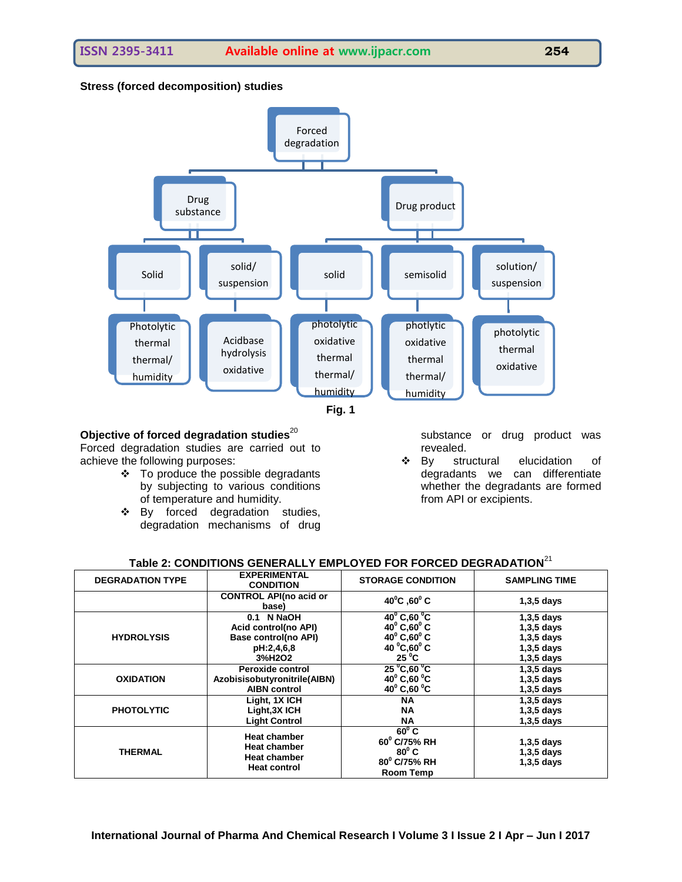**Stress (forced decomposition) studies**

- Forced degradation
  - Drug substance
    - Solid
      - Photolytic
      - thermal
      - thermal/ humidity
    - solid/ suspension
      - Acidbase hydrolysis
      - oxidative
  - Drug product
    - solid
      - photolytic
      - oxidative
      - thermal
      - thermal/ humidity
    - semisolid
      - phtolytic
      - oxidative
      - thermal
      - thermal/ humidity
    - solution/ suspension
      - photolytic
      - thermal
      - oxidative

**Fig. 1**

**Objective of forced degradation studies**[20]

Forced degradation studies are carried out to achieve the following purposes:

- To produce the possible degradants by subjecting to various conditions of temperature and humidity.
- By forced degradation studies, degradation mechanisms of drug substance or drug product was revealed.
- By structural elucidation of degradants we can differentiate whether the degradants are formed from API or excipients.

**Table 2: CONDITIONS GENERALLY EMPLOYED FOR FORCED DEGRADATION**[21]

| DEGRADATION TYPE | EXPERIMENTAL CONDITION | STORAGE CONDITION | SAMPLING TIME |
|---|---|---|---|
| | CONTROL API(no acid or base) | $40^0$C ,$60^0$ C | 1,3,5 days |
| HYDROLYSIS | 0.1 N NaOH<br>Acid control(no API)<br>Base control(no API)<br>pH:2,4,6,8<br>3%H2O2 | $40^0$ C,60 $^0$C<br>$40^0$ C,$60^0$ C<br>$40^0$ C,$60^0$ C<br>40 $^0$C,$60^0$ C<br>25 $^0$C | 1,3,5 days<br>1,3,5 days<br>1,3,5 days<br>1,3,5 days<br>1,3,5 days |
| OXIDATION | Peroxide control<br>Azobisisobutyronitrile(AIBN)<br>AIBN control | 25 $^0$C,60 $^0$C<br>$40^0$ C,60 $^0$C<br>$40^0$ C,60 $^0$C | 1,3,5 days<br>1,3,5 days<br>1,3,5 days |
| PHOTOLYTIC | Light, 1X ICH<br>Light,3X ICH<br>Light Control | NA<br>NA<br>NA | 1,3,5 days<br>1,3,5 days<br>1,3,5 days |
| THERMAL | Heat chamber<br>Heat chamber<br>Heat chamber<br>Heat control | $60^0$ C<br>$60^0$ C/75% RH<br>$80^0$ C<br>$80^0$ C/75% RH<br>Room Temp | 1,3,5 days<br>1,3,5 days<br>1,3,5 days |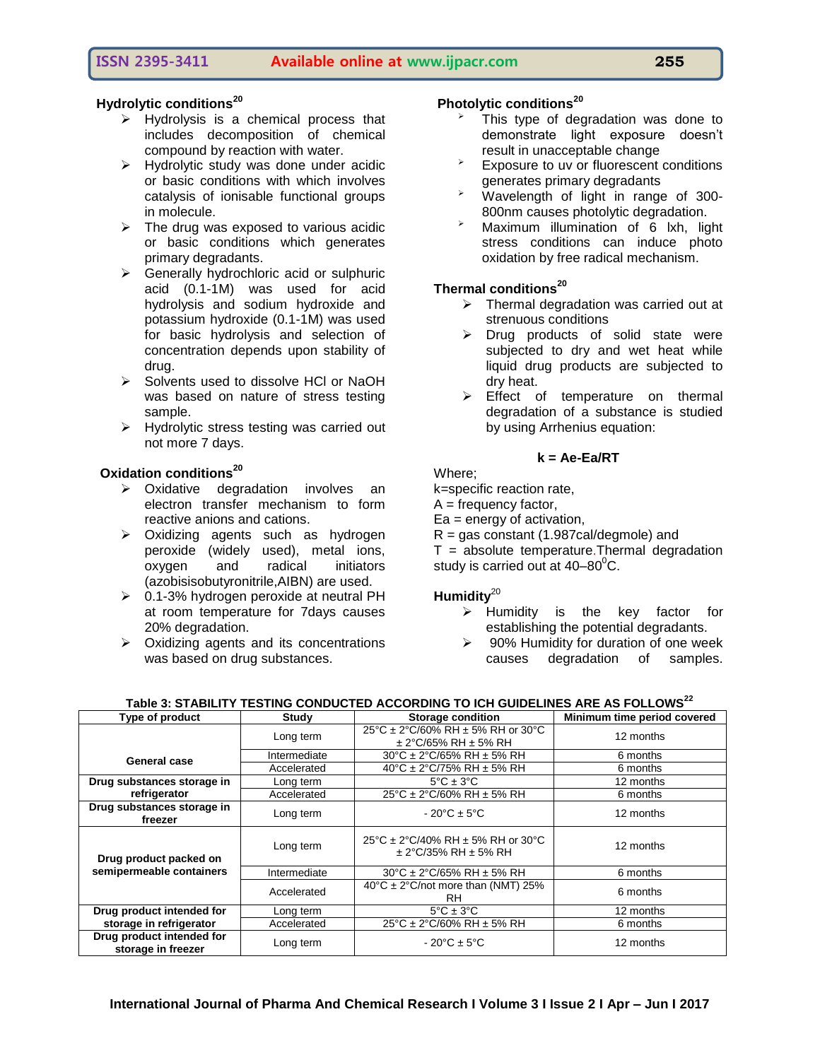### Hydrolytic conditions[20]

- Hydrolysis is a chemical process that includes decomposition of chemical compound by reaction with water.
- Hydrolytic study was done under acidic or basic conditions with which involves catalysis of ionisable functional groups in molecule.
- The drug was exposed to various acidic or basic conditions which generates primary degradants.
- Generally hydrochloric acid or sulphuric acid (0.1-1M) was used for acid hydrolysis and sodium hydroxide and potassium hydroxide (0.1-1M) was used for basic hydrolysis and selection of concentration depends upon stability of drug.
- Solvents used to dissolve HCl or NaOH was based on nature of stress testing sample.
- Hydrolytic stress testing was carried out not more 7 days.

### Oxidation conditions[20]

- Oxidative degradation involves an electron transfer mechanism to form reactive anions and cations.
- Oxidizing agents such as hydrogen peroxide (widely used), metal ions, oxygen and radical initiators (azobisisobutyronitrile,AIBN) are used.
- 0.1-3% hydrogen peroxide at neutral PH at room temperature for 7days causes 20% degradation.
- Oxidizing agents and its concentrations was based on drug substances.

### Photolytic conditions[20]

- This type of degradation was done to demonstrate light exposure doesn't result in unacceptable change
- Exposure to uv or fluorescent conditions generates primary degradants
- Wavelength of light in range of 300-800nm causes photolytic degradation.
- Maximum illumination of 6 lxh, light stress conditions can induce photo oxidation by free radical mechanism.

### Thermal conditions[20]

- Thermal degradation was carried out at strenuous conditions
- Drug products of solid state were subjected to dry and wet heat while liquid drug products are subjected to dry heat.
- Effect of temperature on thermal degradation of a substance is studied by using Arrhenius equation:

$$k = Ae^{-Ea/RT}$$

Where;
k=specific reaction rate,
A = frequency factor,
Ea = energy of activation,
R = gas constant (1.987cal/degmole) and
T = absolute temperature.Thermal degradation study is carried out at 40–80$^{0}$C.

### Humidity[20]

- Humidity is the key factor for establishing the potential degradants.
- 90% Humidity for duration of one week causes degradation of samples.

**Table 3: STABILITY TESTING CONDUCTED ACCORDING TO ICH GUIDELINES ARE AS FOLLOWS[22]**

| Type of product | Study | Storage condition | Minimum time period covered |
|---|---|---|---|
| General case | Long term | 25°C ± 2°C/60% RH ± 5% RH or 30°C ± 2°C/65% RH ± 5% RH | 12 months |
| | Intermediate | 30°C ± 2°C/65% RH ± 5% RH | 6 months |
| | Accelerated | 40°C ± 2°C/75% RH ± 5% RH | 6 months |
| Drug substances storage in refrigerator | Long term | 5°C ± 3°C | 12 months |
| | Accelerated | 25°C ± 2°C/60% RH ± 5% RH | 6 months |
| Drug substances storage in freezer | Long term | - 20°C ± 5°C | 12 months |
| Drug product packed on semipermeable containers | Long term | 25°C ± 2°C/40% RH ± 5% RH or 30°C ± 2°C/35% RH ± 5% RH | 12 months |
| | Intermediate | 30°C ± 2°C/65% RH ± 5% RH | 6 months |
| | Accelerated | 40°C ± 2°C/not more than (NMT) 25% RH | 6 months |
| Drug product intended for storage in refrigerator | Long term | 5°C ± 3°C | 12 months |
| | Accelerated | 25°C ± 2°C/60% RH ± 5% RH | 6 months |
| Drug product intended for storage in freezer | Long term | - 20°C ± 5°C | 12 months |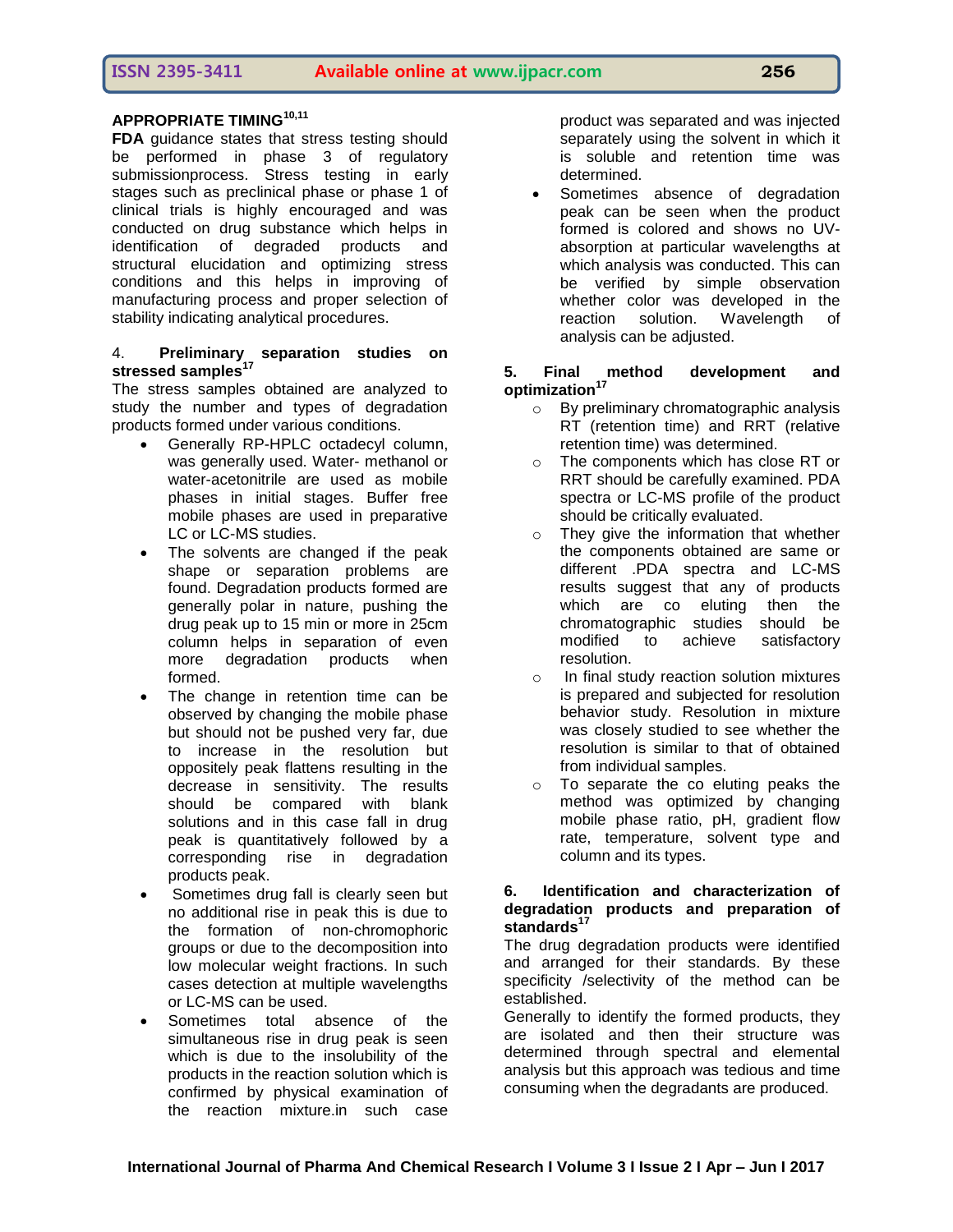**APPROPRIATE TIMING[10,11]**

**FDA** guidance states that stress testing should be performed in phase 3 of regulatory submissionprocess. Stress testing in early stages such as preclinical phase or phase 1 of clinical trials is highly encouraged and was conducted on drug substance which helps in identification of degraded products and structural elucidation and optimizing stress conditions and this helps in improving of manufacturing process and proper selection of stability indicating analytical procedures.

4. **Preliminary separation studies on stressed samples[17]**

The stress samples obtained are analyzed to study the number and types of degradation products formed under various conditions.

- Generally RP-HPLC octadecyl column, was generally used. Water- methanol or water-acetonitrile are used as mobile phases in initial stages. Buffer free mobile phases are used in preparative LC or LC-MS studies.
- The solvents are changed if the peak shape or separation problems are found. Degradation products formed are generally polar in nature, pushing the drug peak up to 15 min or more in 25cm column helps in separation of even more degradation products when formed.
- The change in retention time can be observed by changing the mobile phase but should not be pushed very far, due to increase in the resolution but oppositely peak flattens resulting in the decrease in sensitivity. The results should be compared with blank solutions and in this case fall in drug peak is quantitatively followed by a corresponding rise in degradation products peak.
- Sometimes drug fall is clearly seen but no additional rise in peak this is due to the formation of non-chromophoric groups or due to the decomposition into low molecular weight fractions. In such cases detection at multiple wavelengths or LC-MS can be used.
- Sometimes total absence of the simultaneous rise in drug peak is seen which is due to the insolubility of the products in the reaction solution which is confirmed by physical examination of the reaction mixture.in such case product was separated and was injected separately using the solvent in which it is soluble and retention time was determined.
- Sometimes absence of degradation peak can be seen when the product formed is colored and shows no UV-absorption at particular wavelengths at which analysis was conducted. This can be verified by simple observation whether color was developed in the reaction solution. Wavelength of analysis can be adjusted.

**5. Final method development and optimization[17]**

- By preliminary chromatographic analysis RT (retention time) and RRT (relative retention time) was determined.
- The components which has close RT or RRT should be carefully examined. PDA spectra or LC-MS profile of the product should be critically evaluated.
- They give the information that whether the components obtained are same or different .PDA spectra and LC-MS results suggest that any of products which are co eluting then the chromatographic studies should be modified to achieve satisfactory resolution.
- In final study reaction solution mixtures is prepared and subjected for resolution behavior study. Resolution in mixture was closely studied to see whether the resolution is similar to that of obtained from individual samples.
- To separate the co eluting peaks the method was optimized by changing mobile phase ratio, pH, gradient flow rate, temperature, solvent type and column and its types.

**6. Identification and characterization of degradation products and preparation of standards[17]**

The drug degradation products were identified and arranged for their standards. By these specificity /selectivity of the method can be established.

Generally to identify the formed products, they are isolated and then their structure was determined through spectral and elemental analysis but this approach was tedious and time consuming when the degradants are produced.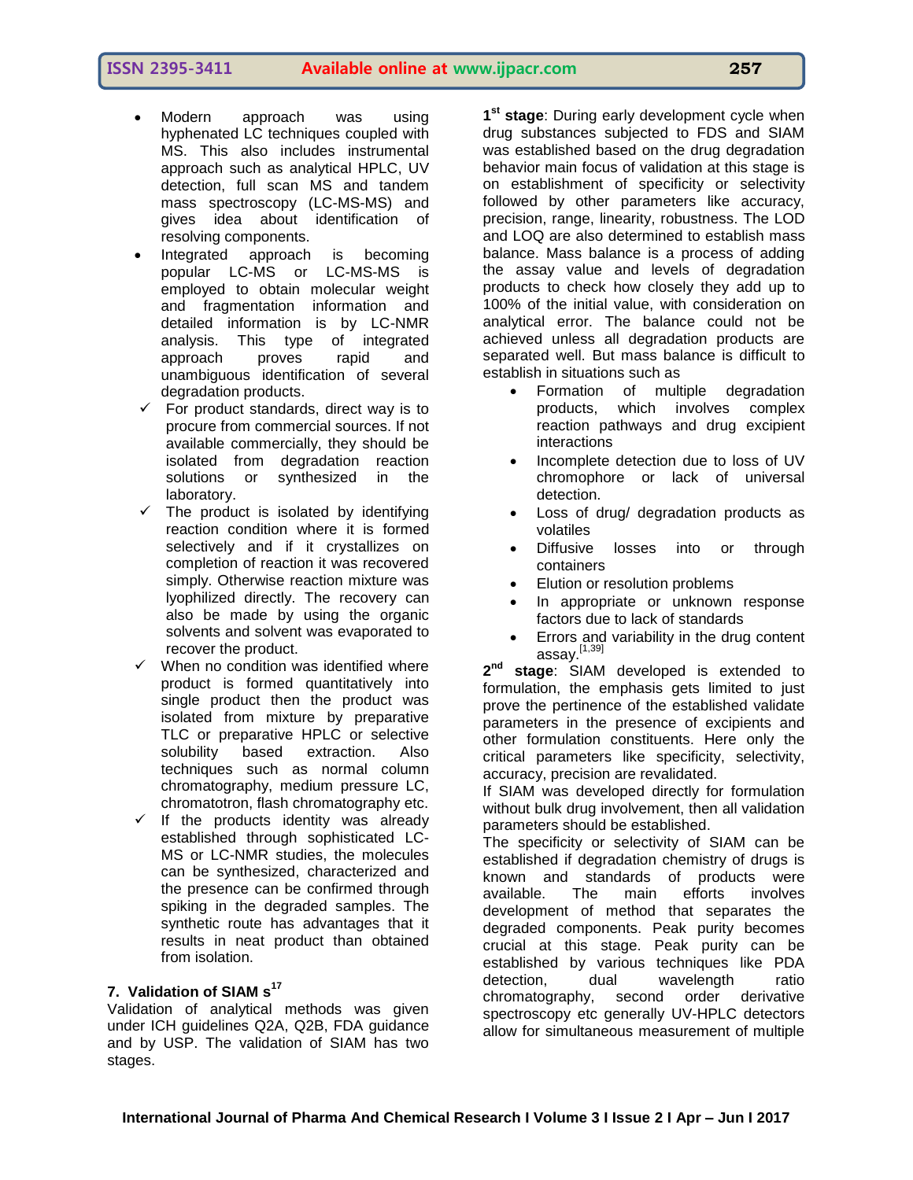- Modern approach was using hyphenated LC techniques coupled with MS. This also includes instrumental approach such as analytical HPLC, UV detection, full scan MS and tandem mass spectroscopy (LC-MS-MS) and gives idea about identification of resolving components.
- Integrated approach is becoming popular LC-MS or LC-MS-MS is employed to obtain molecular weight and fragmentation information and detailed information is by LC-NMR analysis. This type of integrated approach proves rapid and unambiguous identification of several degradation products.

  ✓ For product standards, direct way is to procure from commercial sources. If not available commercially, they should be isolated from degradation reaction solutions or synthesized in the laboratory.

  ✓ The product is isolated by identifying reaction condition where it is formed selectively and if it crystallizes on completion of reaction it was recovered simply. Otherwise reaction mixture was lyophilized directly. The recovery can also be made by using the organic solvents and solvent was evaporated to recover the product.

  ✓ When no condition was identified where product is formed quantitatively into single product then the product was isolated from mixture by preparative TLC or preparative HPLC or selective solubility based extraction. Also techniques such as normal column chromatography, medium pressure LC, chromatotron, flash chromatography etc.

  ✓ If the products identity was already established through sophisticated LC-MS or LC-NMR studies, the molecules can be synthesized, characterized and the presence can be confirmed through spiking in the degraded samples. The synthetic route has advantages that it results in neat product than obtained from isolation.

## 7. Validation of SIAM s[17]

Validation of analytical methods was given under ICH guidelines Q2A, Q2B, FDA guidance and by USP. The validation of SIAM has two stages.

**1st stage**: During early development cycle when drug substances subjected to FDS and SIAM was established based on the drug degradation behavior main focus of validation at this stage is on establishment of specificity or selectivity followed by other parameters like accuracy, precision, range, linearity, robustness. The LOD and LOQ are also determined to establish mass balance. Mass balance is a process of adding the assay value and levels of degradation products to check how closely they add up to 100% of the initial value, with consideration on analytical error. The balance could not be achieved unless all degradation products are separated well. But mass balance is difficult to establish in situations such as

- Formation of multiple degradation products, which involves complex reaction pathways and drug excipient interactions
- Incomplete detection due to loss of UV chromophore or lack of universal detection.
- Loss of drug/ degradation products as volatiles
- Diffusive losses into or through containers
- Elution or resolution problems
- In appropriate or unknown response factors due to lack of standards
- Errors and variability in the drug content assay.[1,39]

**2nd stage**: SIAM developed is extended to formulation, the emphasis gets limited to just prove the pertinence of the established validate parameters in the presence of excipients and other formulation constituents. Here only the critical parameters like specificity, selectivity, accuracy, precision are revalidated.

If SIAM was developed directly for formulation without bulk drug involvement, then all validation parameters should be established.

The specificity or selectivity of SIAM can be established if degradation chemistry of drugs is known and standards of products were available. The main efforts involves development of method that separates the degraded components. Peak purity becomes crucial at this stage. Peak purity can be established by various techniques like PDA detection, dual wavelength ratio chromatography, second order derivative spectroscopy etc generally UV-HPLC detectors allow for simultaneous measurement of multiple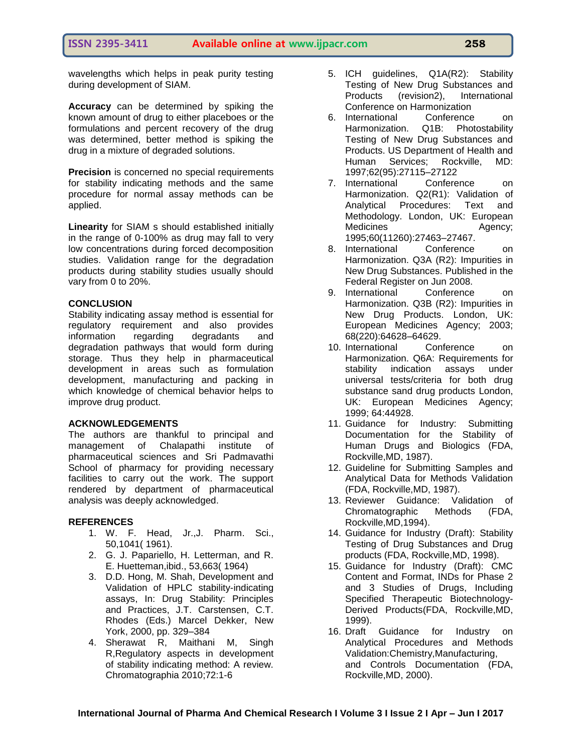wavelengths which helps in peak purity testing during development of SIAM.

**Accuracy** can be determined by spiking the known amount of drug to either placeboes or the formulations and percent recovery of the drug was determined, better method is spiking the drug in a mixture of degraded solutions.

**Precision** is concerned no special requirements for stability indicating methods and the same procedure for normal assay methods can be applied.

**Linearity** for SIAM s should established initially in the range of 0-100% as drug may fall to very low concentrations during forced decomposition studies. Validation range for the degradation products during stability studies usually should vary from 0 to 20%.

## CONCLUSION

Stability indicating assay method is essential for regulatory requirement and also provides information regarding degradants and degradation pathways that would form during storage. Thus they help in pharmaceutical development in areas such as formulation development, manufacturing and packing in which knowledge of chemical behavior helps to improve drug product.

## ACKNOWLEDGEMENTS

The authors are thankful to principal and management of Chalapathi institute of pharmaceutical sciences and Sri Padmavathi School of pharmacy for providing necessary facilities to carry out the work. The support rendered by department of pharmaceutical analysis was deeply acknowledged.

## REFERENCES

1. W. F. Head, Jr.,J. Pharm. Sci., 50,1041( 1961).
2. G. J. Papariello, H. Letterman, and R. E. Huetteman,ibid., 53,663( 1964)
3. D.D. Hong, M. Shah, Development and Validation of HPLC stability-indicating assays, In: Drug Stability: Principles and Practices, J.T. Carstensen, C.T. Rhodes (Eds.) Marcel Dekker, New York, 2000, pp. 329–384
4. Sherawat R, Maithani M, Singh R,Regulatory aspects in development of stability indicating method: A review. Chromatographia 2010;72:1-6
5. ICH guidelines, Q1A(R2): Stability Testing of New Drug Substances and Products (revision2), International Conference on Harmonization
6. International Conference on Harmonization. Q1B: Photostability Testing of New Drug Substances and Products. US Department of Health and Human Services; Rockville, MD: 1997;62(95):27115–27122
7. International Conference on Harmonization. Q2(R1): Validation of Analytical Procedures: Text and Methodology. London, UK: European Medicines Agency; 1995;60(11260):27463–27467.
8. International Conference on Harmonization. Q3A (R2): Impurities in New Drug Substances. Published in the Federal Register on Jun 2008.
9. International Conference on Harmonization. Q3B (R2): Impurities in New Drug Products. London, UK: European Medicines Agency; 2003; 68(220):64628–64629.
10. International Conference on Harmonization. Q6A: Requirements for stability indication assays under universal tests/criteria for both drug substance sand drug products London, UK: European Medicines Agency; 1999; 64:44928.
11. Guidance for Industry: Submitting Documentation for the Stability of Human Drugs and Biologics (FDA, Rockville,MD, 1987).
12. Guideline for Submitting Samples and Analytical Data for Methods Validation (FDA, Rockville,MD, 1987).
13. Reviewer Guidance: Validation of Chromatographic Methods (FDA, Rockville,MD,1994).
14. Guidance for Industry (Draft): Stability Testing of Drug Substances and Drug products (FDA, Rockville,MD, 1998).
15. Guidance for Industry (Draft): CMC Content and Format, INDs for Phase 2 and 3 Studies of Drugs, Including Specified Therapeutic Biotechnology-Derived Products(FDA, Rockville,MD, 1999).
16. Draft Guidance for Industry on Analytical Procedures and Methods Validation:Chemistry,Manufacturing, and Controls Documentation (FDA, Rockville,MD, 2000).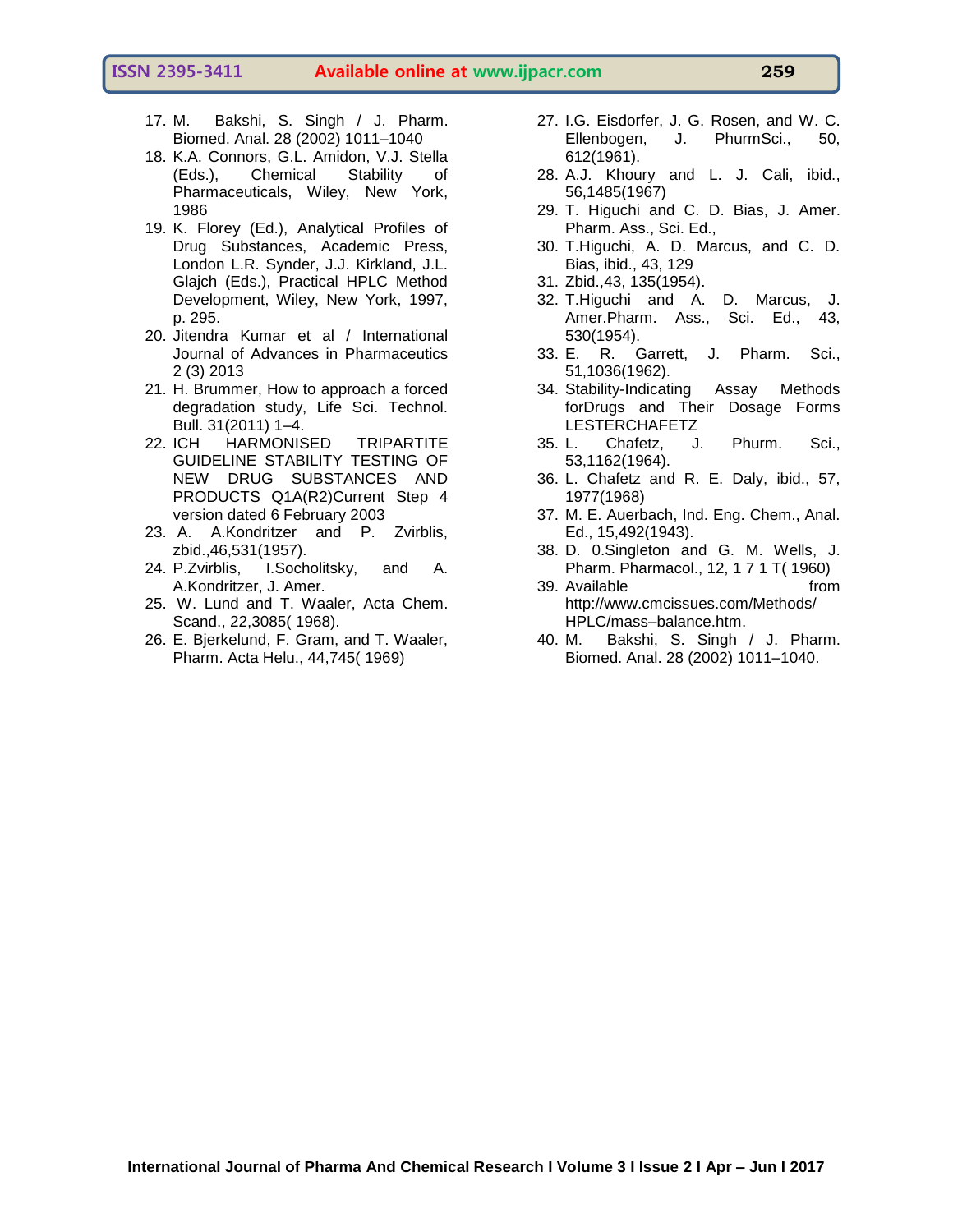17. M. Bakshi, S. Singh / J. Pharm. Biomed. Anal. 28 (2002) 1011–1040
18. K.A. Connors, G.L. Amidon, V.J. Stella (Eds.), Chemical Stability of Pharmaceuticals, Wiley, New York, 1986
19. K. Florey (Ed.), Analytical Profiles of Drug Substances, Academic Press, London L.R. Synder, J.J. Kirkland, J.L. Glajch (Eds.), Practical HPLC Method Development, Wiley, New York, 1997, p. 295.
20. Jitendra Kumar et al / International Journal of Advances in Pharmaceutics 2 (3) 2013
21. H. Brummer, How to approach a forced degradation study, Life Sci. Technol. Bull. 31(2011) 1–4.
22. ICH HARMONISED TRIPARTITE GUIDELINE STABILITY TESTING OF NEW DRUG SUBSTANCES AND PRODUCTS Q1A(R2)Current Step 4 version dated 6 February 2003
23. A. A.Kondritzer and P. Zvirblis, zbid.,46,531(1957).
24. P.Zvirblis, I.Socholitsky, and A. A.Kondritzer, J. Amer.
25. W. Lund and T. Waaler, Acta Chem. Scand., 22,3085( 1968).
26. E. Bjerkelund, F. Gram, and T. Waaler, Pharm. Acta Helu., 44,745( 1969)
27. I.G. Eisdorfer, J. G. Rosen, and W. C. Ellenbogen, J. PhurmSci., 50, 612(1961).
28. A.J. Khoury and L. J. Cali, ibid., 56,1485(1967)
29. T. Higuchi and C. D. Bias, J. Amer. Pharm. Ass., Sci. Ed.,
30. T.Higuchi, A. D. Marcus, and C. D. Bias, ibid., 43, 129
31. Zbid.,43, 135(1954).
32. T.Higuchi and A. D. Marcus, J. Amer.Pharm. Ass., Sci. Ed., 43, 530(1954).
33. E. R. Garrett, J. Pharm. Sci., 51,1036(1962).
34. Stability-Indicating Assay Methods forDrugs and Their Dosage Forms LESTERCHAFETZ
35. L. Chafetz, J. Phurm. Sci., 53,1162(1964).
36. L. Chafetz and R. E. Daly, ibid., 57, 1977(1968)
37. M. E. Auerbach, Ind. Eng. Chem., Anal. Ed., 15,492(1943).
38. D. 0.Singleton and G. M. Wells, J. Pharm. Pharmacol., 12, 1 7 1 T( 1960)
39. Available from http://www.cmcissues.com/Methods/HPLC/mass–balance.htm.
40. M. Bakshi, S. Singh / J. Pharm. Biomed. Anal. 28 (2002) 1011–1040.